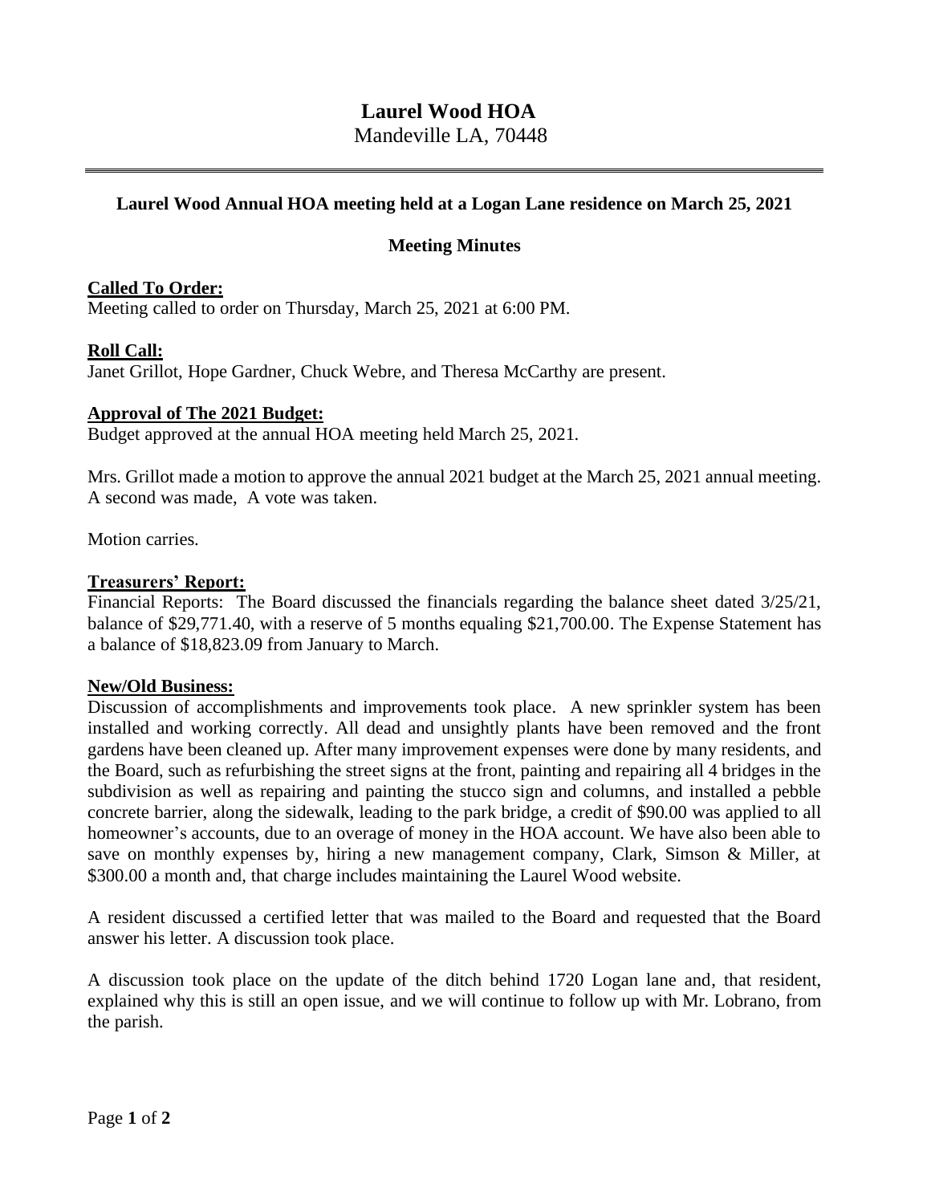# Laurel Wood HOA

Mandeville LA, 70448

---

**Laurel Wood Annual HOA meeting held at a Logan Lane residence on March 25, 2021**

**Meeting Minutes**

**Called To Order:**

Meeting called to order on Thursday, March 25, 2021 at 6:00 PM.

**Roll Call:**

Janet Grillot, Hope Gardner, Chuck Webre, and Theresa McCarthy are present.

**Approval of The 2021 Budget:**

Budget approved at the annual HOA meeting held March 25, 2021.

Mrs. Grillot made a motion to approve the annual 2021 budget at the March 25, 2021 annual meeting. A second was made, A vote was taken.

Motion carries.

**Treasurers' Report:**

Financial Reports: The Board discussed the financials regarding the balance sheet dated 3/25/21, balance of $29,771.40, with a reserve of 5 months equaling $21,700.00. The Expense Statement has a balance of $18,823.09 from January to March.

**New/Old Business:**

Discussion of accomplishments and improvements took place. A new sprinkler system has been installed and working correctly. All dead and unsightly plants have been removed and the front gardens have been cleaned up. After many improvement expenses were done by many residents, and the Board, such as refurbishing the street signs at the front, painting and repairing all 4 bridges in the subdivision as well as repairing and painting the stucco sign and columns, and installed a pebble concrete barrier, along the sidewalk, leading to the park bridge, a credit of $90.00 was applied to all homeowner's accounts, due to an overage of money in the HOA account. We have also been able to save on monthly expenses by, hiring a new management company, Clark, Simson & Miller, at $300.00 a month and, that charge includes maintaining the Laurel Wood website.

A resident discussed a certified letter that was mailed to the Board and requested that the Board answer his letter. A discussion took place.

A discussion took place on the update of the ditch behind 1720 Logan lane and, that resident, explained why this is still an open issue, and we will continue to follow up with Mr. Lobrano, from the parish.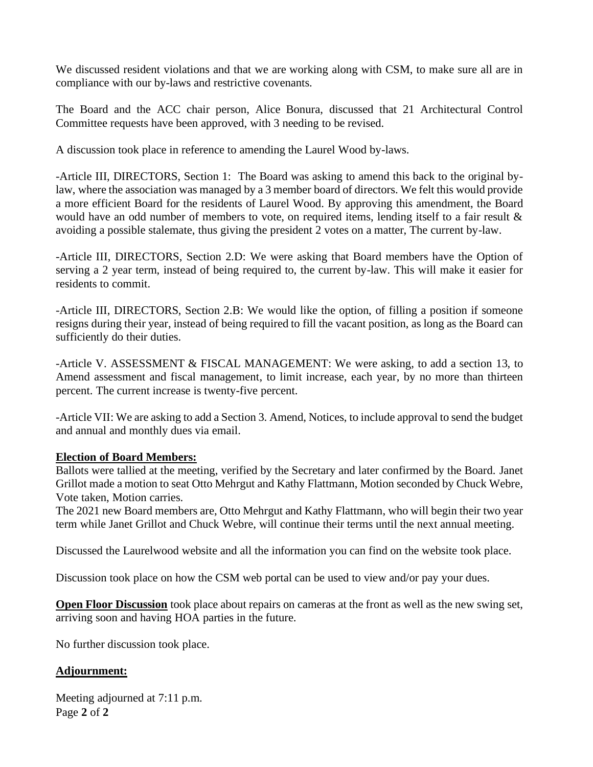We discussed resident violations and that we are working along with CSM, to make sure all are in compliance with our by-laws and restrictive covenants.

The Board and the ACC chair person, Alice Bonura, discussed that 21 Architectural Control Committee requests have been approved, with 3 needing to be revised.

A discussion took place in reference to amending the Laurel Wood by-laws.

-Article III, DIRECTORS, Section 1: The Board was asking to amend this back to the original by-law, where the association was managed by a 3 member board of directors. We felt this would provide a more efficient Board for the residents of Laurel Wood. By approving this amendment, the Board would have an odd number of members to vote, on required items, lending itself to a fair result & avoiding a possible stalemate, thus giving the president 2 votes on a matter, The current by-law.

-Article III, DIRECTORS, Section 2.D: We were asking that Board members have the Option of serving a 2 year term, instead of being required to, the current by-law. This will make it easier for residents to commit.

-Article III, DIRECTORS, Section 2.B: We would like the option, of filling a position if someone resigns during their year, instead of being required to fill the vacant position, as long as the Board can sufficiently do their duties.

-Article V. ASSESSMENT & FISCAL MANAGEMENT: We were asking, to add a section 13, to Amend assessment and fiscal management, to limit increase, each year, by no more than thirteen percent. The current increase is twenty-five percent.

-Article VII: We are asking to add a Section 3. Amend, Notices, to include approval to send the budget and annual and monthly dues via email.

**Election of Board Members:**

Ballots were tallied at the meeting, verified by the Secretary and later confirmed by the Board. Janet Grillot made a motion to seat Otto Mehrgut and Kathy Flattmann, Motion seconded by Chuck Webre, Vote taken, Motion carries.

The 2021 new Board members are, Otto Mehrgut and Kathy Flattmann, who will begin their two year term while Janet Grillot and Chuck Webre, will continue their terms until the next annual meeting.

Discussed the Laurelwood website and all the information you can find on the website took place.

Discussion took place on how the CSM web portal can be used to view and/or pay your dues.

**Open Floor Discussion** took place about repairs on cameras at the front as well as the new swing set, arriving soon and having HOA parties in the future.

No further discussion took place.

**Adjournment:**

Meeting adjourned at 7:11 p.m.